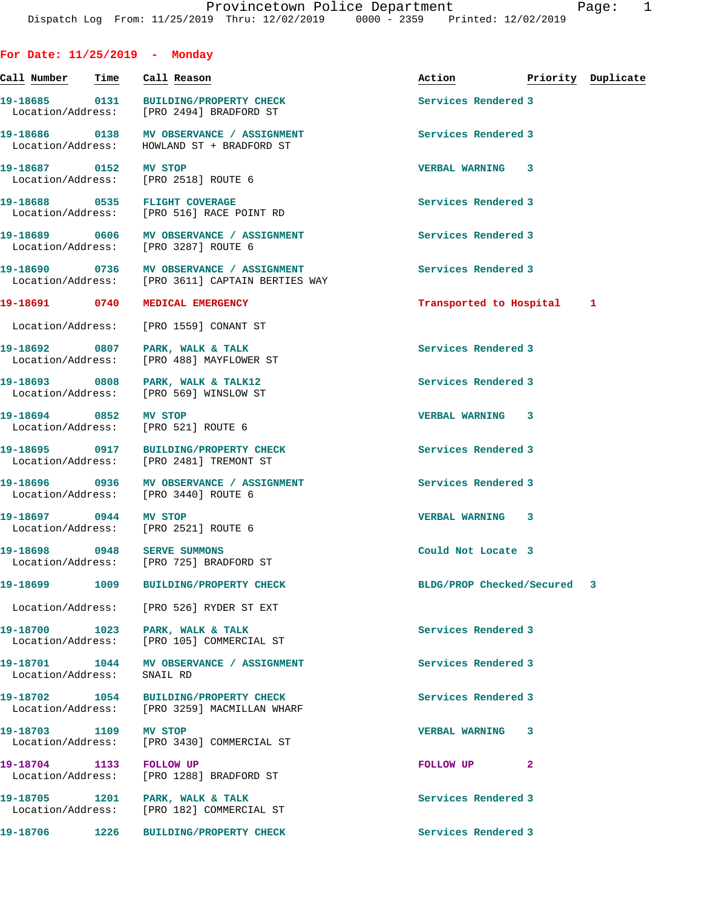Provincetown Police Department

Dispatch Log From: 11/25/2019 Thru: 12/02/2019 0000 - 2359 Printed: 12/02/2019

## For Date: 11/25/2019 - Monday

| Call Number | Time | Call Reason | Action | Priority | Duplicate |
|---|---|---|---|---|---|
| 19-18685 | 0131 | BUILDING/PROPERTY CHECK<br>Location/Address: [PRO 2494] BRADFORD ST | Services Rendered | 3 | |
| 19-18686 | 0138 | MV OBSERVANCE / ASSIGNMENT<br>Location/Address: HOWLAND ST + BRADFORD ST | Services Rendered | 3 | |
| 19-18687 | 0152 | MV STOP<br>Location/Address: [PRO 2518] ROUTE 6 | VERBAL WARNING | 3 | |
| 19-18688 | 0535 | FLIGHT COVERAGE<br>Location/Address: [PRO 516] RACE POINT RD | Services Rendered | 3 | |
| 19-18689 | 0606 | MV OBSERVANCE / ASSIGNMENT<br>Location/Address: [PRO 3287] ROUTE 6 | Services Rendered | 3 | |
| 19-18690 | 0736 | MV OBSERVANCE / ASSIGNMENT<br>Location/Address: [PRO 3611] CAPTAIN BERTIES WAY | Services Rendered | 3 | |
| 19-18691 | 0740 | MEDICAL EMERGENCY<br>Location/Address: [PRO 1559] CONANT ST | Transported to Hospital | 1 | |
| 19-18692 | 0807 | PARK, WALK & TALK<br>Location/Address: [PRO 488] MAYFLOWER ST | Services Rendered | 3 | |
| 19-18693 | 0808 | PARK, WALK & TALK12<br>Location/Address: [PRO 569] WINSLOW ST | Services Rendered | 3 | |
| 19-18694 | 0852 | MV STOP<br>Location/Address: [PRO 521] ROUTE 6 | VERBAL WARNING | 3 | |
| 19-18695 | 0917 | BUILDING/PROPERTY CHECK<br>Location/Address: [PRO 2481] TREMONT ST | Services Rendered | 3 | |
| 19-18696 | 0936 | MV OBSERVANCE / ASSIGNMENT<br>Location/Address: [PRO 3440] ROUTE 6 | Services Rendered | 3 | |
| 19-18697 | 0944 | MV STOP<br>Location/Address: [PRO 2521] ROUTE 6 | VERBAL WARNING | 3 | |
| 19-18698 | 0948 | SERVE SUMMONS<br>Location/Address: [PRO 725] BRADFORD ST | Could Not Locate | 3 | |
| 19-18699 | 1009 | BUILDING/PROPERTY CHECK<br>Location/Address: [PRO 526] RYDER ST EXT | BLDG/PROP Checked/Secured | 3 | |
| 19-18700 | 1023 | PARK, WALK & TALK<br>Location/Address: [PRO 105] COMMERCIAL ST | Services Rendered | 3 | |
| 19-18701 | 1044 | MV OBSERVANCE / ASSIGNMENT<br>Location/Address: SNAIL RD | Services Rendered | 3 | |
| 19-18702 | 1054 | BUILDING/PROPERTY CHECK<br>Location/Address: [PRO 3259] MACMILLAN WHARF | Services Rendered | 3 | |
| 19-18703 | 1109 | MV STOP<br>Location/Address: [PRO 3430] COMMERCIAL ST | VERBAL WARNING | 3 | |
| 19-18704 | 1133 | FOLLOW UP<br>Location/Address: [PRO 1288] BRADFORD ST | FOLLOW UP | 2 | |
| 19-18705 | 1201 | PARK, WALK & TALK<br>Location/Address: [PRO 182] COMMERCIAL ST | Services Rendered | 3 | |
| 19-18706 | 1226 | BUILDING/PROPERTY CHECK | Services Rendered | 3 | |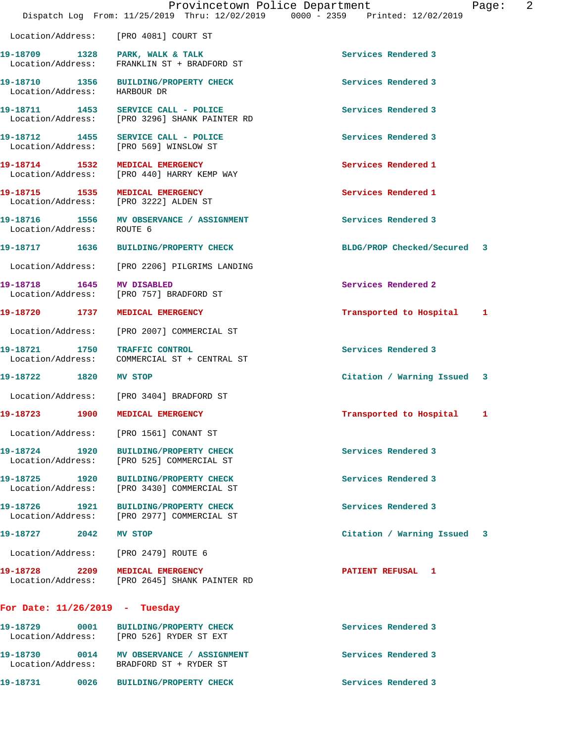Location/Address: [PRO 4081] COURT ST

| Call Number | Time | Call Reason | Action | Priority |
|---|---|---|---|---|
| 19-18709 | 1328 | PARK, WALK & TALK | Services Rendered | 3 |
| Location/Address: | | FRANKLIN ST + BRADFORD ST | | |
| 19-18710 | 1356 | BUILDING/PROPERTY CHECK | Services Rendered | 3 |
| Location/Address: | | HARBOUR DR | | |
| 19-18711 | 1453 | SERVICE CALL - POLICE | Services Rendered | 3 |
| Location/Address: | | [PRO 3296] SHANK PAINTER RD | | |
| 19-18712 | 1455 | SERVICE CALL - POLICE | Services Rendered | 3 |
| Location/Address: | | [PRO 569] WINSLOW ST | | |
| 19-18714 | 1532 | MEDICAL EMERGENCY | Services Rendered | 1 |
| Location/Address: | | [PRO 440] HARRY KEMP WAY | | |
| 19-18715 | 1535 | MEDICAL EMERGENCY | Services Rendered | 1 |
| Location/Address: | | [PRO 3222] ALDEN ST | | |
| 19-18716 | 1556 | MV OBSERVANCE / ASSIGNMENT | Services Rendered | 3 |
| Location/Address: | | ROUTE 6 | | |
| 19-18717 | 1636 | BUILDING/PROPERTY CHECK | BLDG/PROP Checked/Secured | 3 |
| Location/Address: | | [PRO 2206] PILGRIMS LANDING | | |
| 19-18718 | 1645 | MV DISABLED | Services Rendered | 2 |
| Location/Address: | | [PRO 757] BRADFORD ST | | |
| 19-18720 | 1737 | MEDICAL EMERGENCY | Transported to Hospital | 1 |
| Location/Address: | | [PRO 2007] COMMERCIAL ST | | |
| 19-18721 | 1750 | TRAFFIC CONTROL | Services Rendered | 3 |
| Location/Address: | | COMMERCIAL ST + CENTRAL ST | | |
| 19-18722 | 1820 | MV STOP | Citation / Warning Issued | 3 |
| Location/Address: | | [PRO 3404] BRADFORD ST | | |
| 19-18723 | 1900 | MEDICAL EMERGENCY | Transported to Hospital | 1 |
| Location/Address: | | [PRO 1561] CONANT ST | | |
| 19-18724 | 1920 | BUILDING/PROPERTY CHECK | Services Rendered | 3 |
| Location/Address: | | [PRO 525] COMMERCIAL ST | | |
| 19-18725 | 1920 | BUILDING/PROPERTY CHECK | Services Rendered | 3 |
| Location/Address: | | [PRO 3430] COMMERCIAL ST | | |
| 19-18726 | 1921 | BUILDING/PROPERTY CHECK | Services Rendered | 3 |
| Location/Address: | | [PRO 2977] COMMERCIAL ST | | |
| 19-18727 | 2042 | MV STOP | Citation / Warning Issued | 3 |
| Location/Address: | | [PRO 2479] ROUTE 6 | | |
| 19-18728 | 2209 | MEDICAL EMERGENCY | PATIENT REFUSAL | 1 |
| Location/Address: | | [PRO 2645] SHANK PAINTER RD | | |

## For Date: 11/26/2019 - Tuesday

| Call Number | Time | Call Reason | Action | Priority |
|---|---|---|---|---|
| 19-18729 | 0001 | BUILDING/PROPERTY CHECK | Services Rendered | 3 |
| Location/Address: | | [PRO 526] RYDER ST EXT | | |
| 19-18730 | 0014 | MV OBSERVANCE / ASSIGNMENT | Services Rendered | 3 |
| Location/Address: | | BRADFORD ST + RYDER ST | | |
| 19-18731 | 0026 | BUILDING/PROPERTY CHECK | Services Rendered | 3 |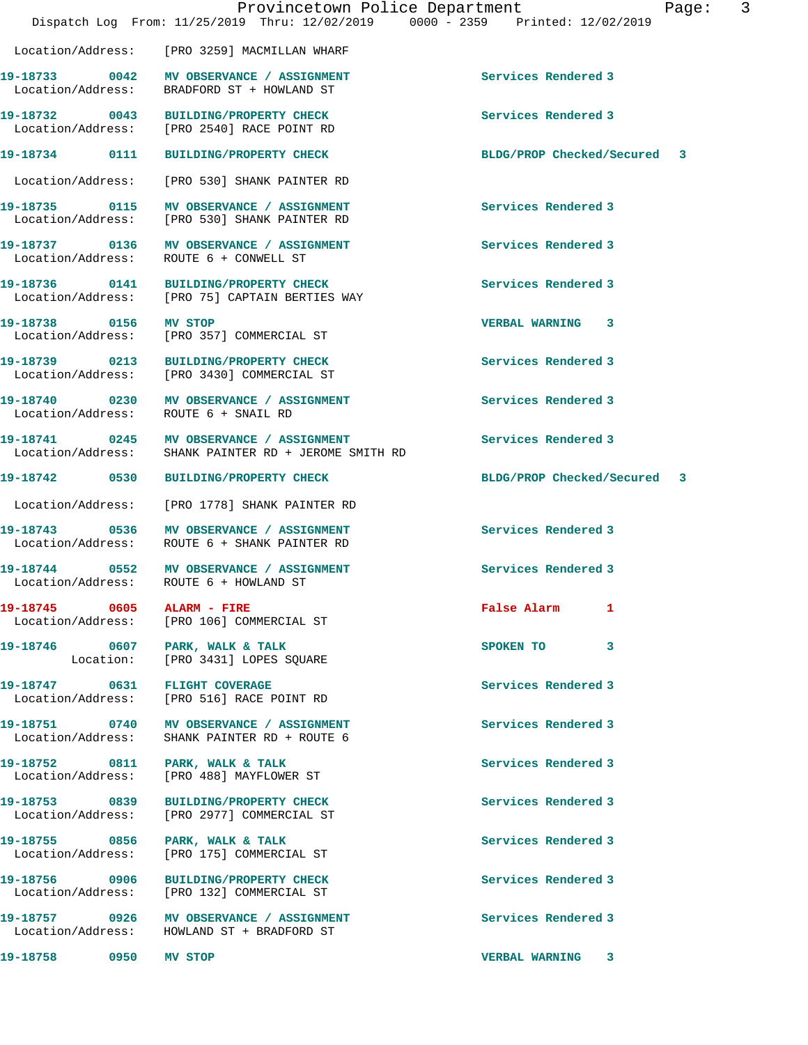Location/Address: [PRO 3259] MACMILLAN WHARF

19-18733 0042 MV OBSERVANCE / ASSIGNMENT Services Rendered 3
Location/Address: BRADFORD ST + HOWLAND ST

19-18732 0043 BUILDING/PROPERTY CHECK Services Rendered 3
Location/Address: [PRO 2540] RACE POINT RD

19-18734 0111 BUILDING/PROPERTY CHECK BLDG/PROP Checked/Secured 3
Location/Address: [PRO 530] SHANK PAINTER RD

19-18735 0115 MV OBSERVANCE / ASSIGNMENT Services Rendered 3
Location/Address: [PRO 530] SHANK PAINTER RD

19-18737 0136 MV OBSERVANCE / ASSIGNMENT Services Rendered 3
Location/Address: ROUTE 6 + CONWELL ST

19-18736 0141 BUILDING/PROPERTY CHECK Services Rendered 3
Location/Address: [PRO 75] CAPTAIN BERTIES WAY

19-18738 0156 MV STOP VERBAL WARNING 3
Location/Address: [PRO 357] COMMERCIAL ST

19-18739 0213 BUILDING/PROPERTY CHECK Services Rendered 3
Location/Address: [PRO 3430] COMMERCIAL ST

19-18740 0230 MV OBSERVANCE / ASSIGNMENT Services Rendered 3
Location/Address: ROUTE 6 + SNAIL RD

19-18741 0245 MV OBSERVANCE / ASSIGNMENT Services Rendered 3
Location/Address: SHANK PAINTER RD + JEROME SMITH RD

19-18742 0530 BUILDING/PROPERTY CHECK BLDG/PROP Checked/Secured 3
Location/Address: [PRO 1778] SHANK PAINTER RD

19-18743 0536 MV OBSERVANCE / ASSIGNMENT Services Rendered 3
Location/Address: ROUTE 6 + SHANK PAINTER RD

19-18744 0552 MV OBSERVANCE / ASSIGNMENT Services Rendered 3
Location/Address: ROUTE 6 + HOWLAND ST

19-18745 0605 ALARM - FIRE False Alarm 1
Location/Address: [PRO 106] COMMERCIAL ST

19-18746 0607 PARK, WALK & TALK SPOKEN TO 3
Location: [PRO 3431] LOPES SQUARE

19-18747 0631 FLIGHT COVERAGE Services Rendered 3
Location/Address: [PRO 516] RACE POINT RD

19-18751 0740 MV OBSERVANCE / ASSIGNMENT Services Rendered 3
Location/Address: SHANK PAINTER RD + ROUTE 6

19-18752 0811 PARK, WALK & TALK Services Rendered 3
Location/Address: [PRO 488] MAYFLOWER ST

19-18753 0839 BUILDING/PROPERTY CHECK Services Rendered 3
Location/Address: [PRO 2977] COMMERCIAL ST

19-18755 0856 PARK, WALK & TALK Services Rendered 3
Location/Address: [PRO 175] COMMERCIAL ST

19-18756 0906 BUILDING/PROPERTY CHECK Services Rendered 3
Location/Address: [PRO 132] COMMERCIAL ST

19-18757 0926 MV OBSERVANCE / ASSIGNMENT Services Rendered 3
Location/Address: HOWLAND ST + BRADFORD ST

19-18758 0950 MV STOP VERBAL WARNING 3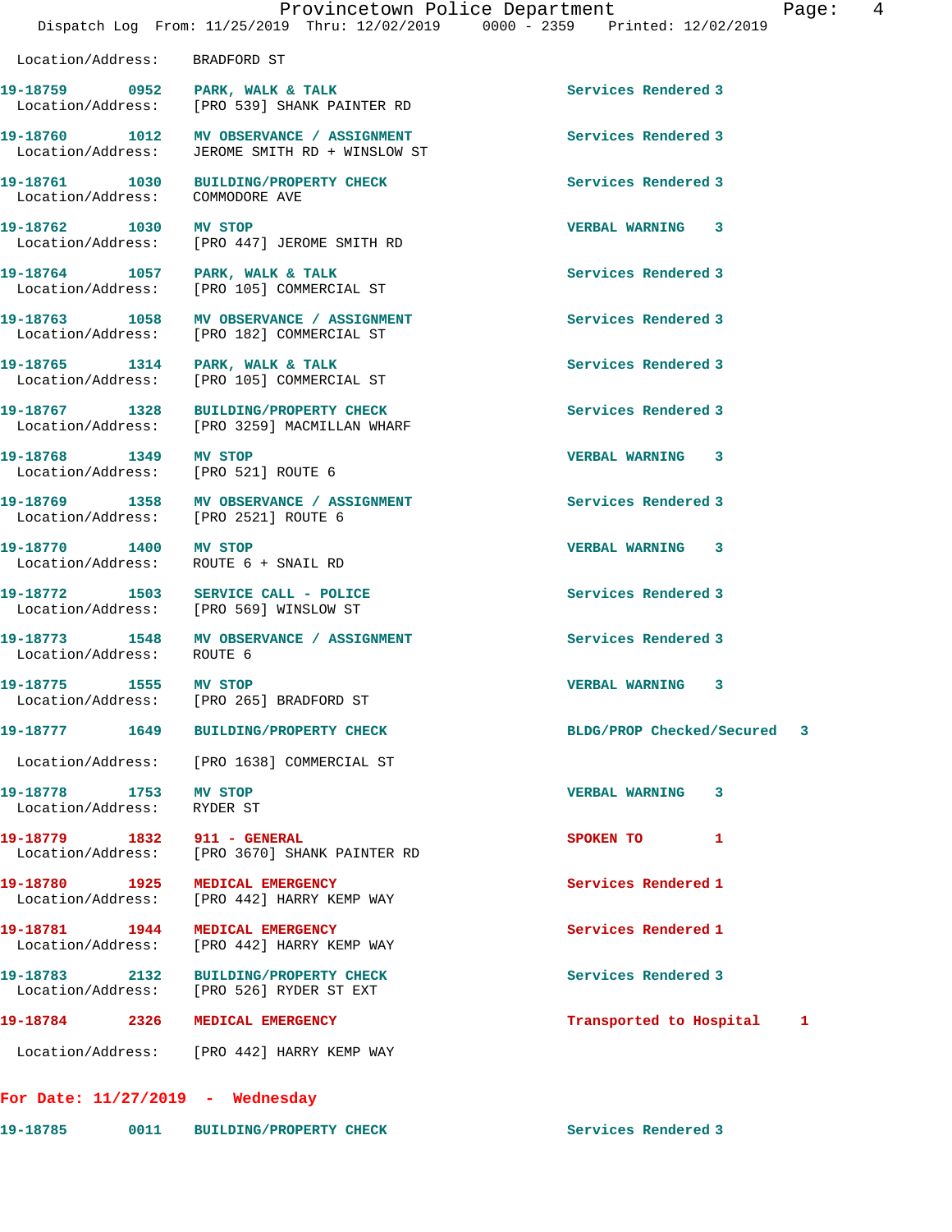Location/Address: BRADFORD ST

| Call # | Time | Call Reason | Action | Priority |
|---|---|---|---|---|
| 19-18759 | 0952 | PARK, WALK & TALK | Services Rendered | 3 |
| | | Location/Address: [PRO 539] SHANK PAINTER RD | | |
| 19-18760 | 1012 | MV OBSERVANCE / ASSIGNMENT | Services Rendered | 3 |
| | | Location/Address: JEROME SMITH RD + WINSLOW ST | | |
| 19-18761 | 1030 | BUILDING/PROPERTY CHECK | Services Rendered | 3 |
| | | Location/Address: COMMODORE AVE | | |
| 19-18762 | 1030 | MV STOP | VERBAL WARNING | 3 |
| | | Location/Address: [PRO 447] JEROME SMITH RD | | |
| 19-18764 | 1057 | PARK, WALK & TALK | Services Rendered | 3 |
| | | Location/Address: [PRO 105] COMMERCIAL ST | | |
| 19-18763 | 1058 | MV OBSERVANCE / ASSIGNMENT | Services Rendered | 3 |
| | | Location/Address: [PRO 182] COMMERCIAL ST | | |
| 19-18765 | 1314 | PARK, WALK & TALK | Services Rendered | 3 |
| | | Location/Address: [PRO 105] COMMERCIAL ST | | |
| 19-18767 | 1328 | BUILDING/PROPERTY CHECK | Services Rendered | 3 |
| | | Location/Address: [PRO 3259] MACMILLAN WHARF | | |
| 19-18768 | 1349 | MV STOP | VERBAL WARNING | 3 |
| | | Location/Address: [PRO 521] ROUTE 6 | | |
| 19-18769 | 1358 | MV OBSERVANCE / ASSIGNMENT | Services Rendered | 3 |
| | | Location/Address: [PRO 2521] ROUTE 6 | | |
| 19-18770 | 1400 | MV STOP | VERBAL WARNING | 3 |
| | | Location/Address: ROUTE 6 + SNAIL RD | | |
| 19-18772 | 1503 | SERVICE CALL - POLICE | Services Rendered | 3 |
| | | Location/Address: [PRO 569] WINSLOW ST | | |
| 19-18773 | 1548 | MV OBSERVANCE / ASSIGNMENT | Services Rendered | 3 |
| | | Location/Address: ROUTE 6 | | |
| 19-18775 | 1555 | MV STOP | VERBAL WARNING | 3 |
| | | Location/Address: [PRO 265] BRADFORD ST | | |
| 19-18777 | 1649 | BUILDING/PROPERTY CHECK | BLDG/PROP Checked/Secured | 3 |
| | | Location/Address: [PRO 1638] COMMERCIAL ST | | |
| 19-18778 | 1753 | MV STOP | VERBAL WARNING | 3 |
| | | Location/Address: RYDER ST | | |
| 19-18779 | 1832 | 911 - GENERAL | SPOKEN TO | 1 |
| | | Location/Address: [PRO 3670] SHANK PAINTER RD | | |
| 19-18780 | 1925 | MEDICAL EMERGENCY | Services Rendered | 1 |
| | | Location/Address: [PRO 442] HARRY KEMP WAY | | |
| 19-18781 | 1944 | MEDICAL EMERGENCY | Services Rendered | 1 |
| | | Location/Address: [PRO 442] HARRY KEMP WAY | | |
| 19-18783 | 2132 | BUILDING/PROPERTY CHECK | Services Rendered | 3 |
| | | Location/Address: [PRO 526] RYDER ST EXT | | |
| 19-18784 | 2326 | MEDICAL EMERGENCY | Transported to Hospital | 1 |
| | | Location/Address: [PRO 442] HARRY KEMP WAY | | |

**For Date: 11/27/2019 - Wednesday**

| Call # | Time | Call Reason | Action | Priority |
|---|---|---|---|---|
| 19-18785 | 0011 | BUILDING/PROPERTY CHECK | Services Rendered | 3 |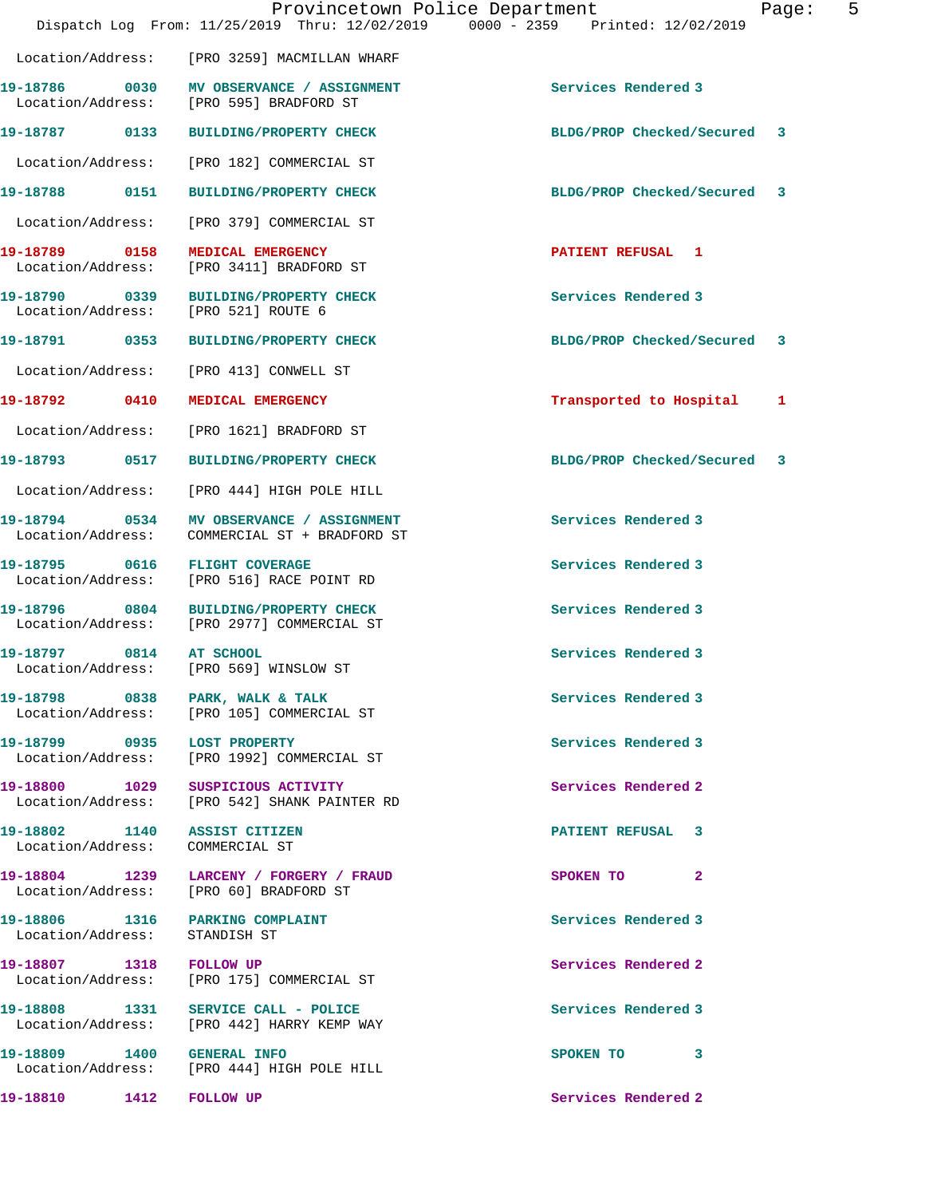Location/Address: [PRO 3259] MACMILLAN WHARF

19-18786 0030 MV OBSERVANCE / ASSIGNMENT Services Rendered 3
Location/Address: [PRO 595] BRADFORD ST

19-18787 0133 BUILDING/PROPERTY CHECK BLDG/PROP Checked/Secured 3
Location/Address: [PRO 182] COMMERCIAL ST

19-18788 0151 BUILDING/PROPERTY CHECK BLDG/PROP Checked/Secured 3
Location/Address: [PRO 379] COMMERCIAL ST

19-18789 0158 MEDICAL EMERGENCY PATIENT REFUSAL 1
Location/Address: [PRO 3411] BRADFORD ST

19-18790 0339 BUILDING/PROPERTY CHECK Services Rendered 3
Location/Address: [PRO 521] ROUTE 6

19-18791 0353 BUILDING/PROPERTY CHECK BLDG/PROP Checked/Secured 3
Location/Address: [PRO 413] CONWELL ST

19-18792 0410 MEDICAL EMERGENCY Transported to Hospital 1
Location/Address: [PRO 1621] BRADFORD ST

19-18793 0517 BUILDING/PROPERTY CHECK BLDG/PROP Checked/Secured 3
Location/Address: [PRO 444] HIGH POLE HILL

19-18794 0534 MV OBSERVANCE / ASSIGNMENT Services Rendered 3
Location/Address: COMMERCIAL ST + BRADFORD ST

19-18795 0616 FLIGHT COVERAGE Services Rendered 3
Location/Address: [PRO 516] RACE POINT RD

19-18796 0804 BUILDING/PROPERTY CHECK Services Rendered 3
Location/Address: [PRO 2977] COMMERCIAL ST

19-18797 0814 AT SCHOOL Services Rendered 3
Location/Address: [PRO 569] WINSLOW ST

19-18798 0838 PARK, WALK & TALK Services Rendered 3
Location/Address: [PRO 105] COMMERCIAL ST

19-18799 0935 LOST PROPERTY Services Rendered 3
Location/Address: [PRO 1992] COMMERCIAL ST

19-18800 1029 SUSPICIOUS ACTIVITY Services Rendered 2
Location/Address: [PRO 542] SHANK PAINTER RD

19-18802 1140 ASSIST CITIZEN PATIENT REFUSAL 3
Location/Address: COMMERCIAL ST

19-18804 1239 LARCENY / FORGERY / FRAUD SPOKEN TO 2
Location/Address: [PRO 60] BRADFORD ST

19-18806 1316 PARKING COMPLAINT Services Rendered 3
Location/Address: STANDISH ST

19-18807 1318 FOLLOW UP Services Rendered 2
Location/Address: [PRO 175] COMMERCIAL ST

19-18808 1331 SERVICE CALL - POLICE Services Rendered 3
Location/Address: [PRO 442] HARRY KEMP WAY

19-18809 1400 GENERAL INFO SPOKEN TO 3
Location/Address: [PRO 444] HIGH POLE HILL

19-18810 1412 FOLLOW UP Services Rendered 2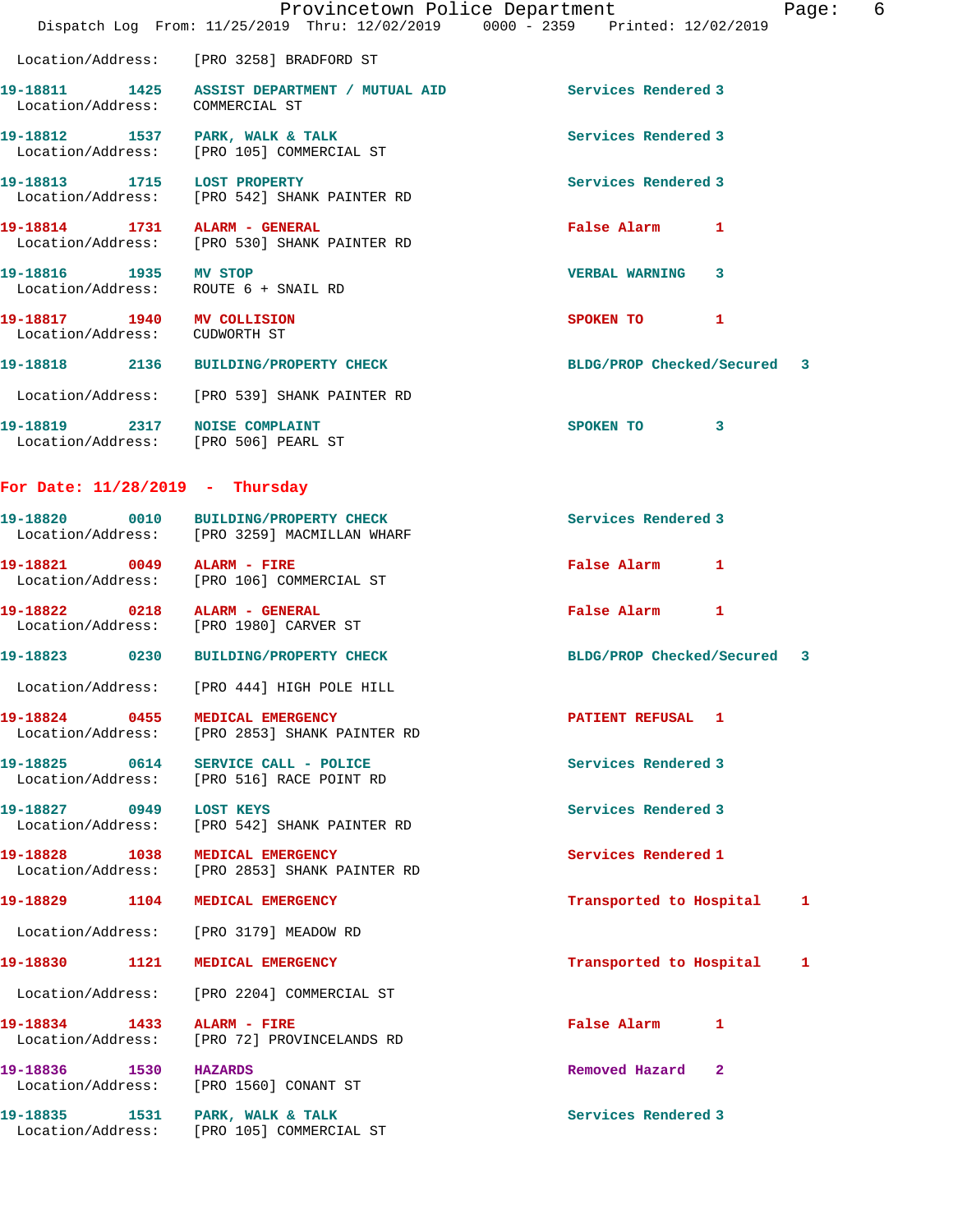Location/Address: [PRO 3258] BRADFORD ST

| Call # | Time | Call Reason | Action | Priority |
|---|---|---|---|---|
| 19-18811 | 1425 | ASSIST DEPARTMENT / MUTUAL AID | Services Rendered | 3 |

Location/Address: COMMERCIAL ST

| Call # | Time | Call Reason | Action | Priority |
|---|---|---|---|---|
| 19-18812 | 1537 | PARK, WALK & TALK | Services Rendered | 3 |

Location/Address: [PRO 105] COMMERCIAL ST

| Call # | Time | Call Reason | Action | Priority |
|---|---|---|---|---|
| 19-18813 | 1715 | LOST PROPERTY | Services Rendered | 3 |

Location/Address: [PRO 542] SHANK PAINTER RD

| Call # | Time | Call Reason | Action | Priority |
|---|---|---|---|---|
| 19-18814 | 1731 | ALARM - GENERAL | False Alarm | 1 |

Location/Address: [PRO 530] SHANK PAINTER RD

| Call # | Time | Call Reason | Action | Priority |
|---|---|---|---|---|
| 19-18816 | 1935 | MV STOP | VERBAL WARNING | 3 |

Location/Address: ROUTE 6 + SNAIL RD

| Call # | Time | Call Reason | Action | Priority |
|---|---|---|---|---|
| 19-18817 | 1940 | MV COLLISION | SPOKEN TO | 1 |

Location/Address: CUDWORTH ST

| Call # | Time | Call Reason | Action | Priority |
|---|---|---|---|---|
| 19-18818 | 2136 | BUILDING/PROPERTY CHECK | BLDG/PROP Checked/Secured | 3 |

Location/Address: [PRO 539] SHANK PAINTER RD

| Call # | Time | Call Reason | Action | Priority |
|---|---|---|---|---|
| 19-18819 | 2317 | NOISE COMPLAINT | SPOKEN TO | 3 |

Location/Address: [PRO 506] PEARL ST

## For Date: 11/28/2019 - Thursday

| Call # | Time | Call Reason | Action | Priority |
|---|---|---|---|---|
| 19-18820 | 0010 | BUILDING/PROPERTY CHECK | Services Rendered | 3 |

Location/Address: [PRO 3259] MACMILLAN WHARF

| Call # | Time | Call Reason | Action | Priority |
|---|---|---|---|---|
| 19-18821 | 0049 | ALARM - FIRE | False Alarm | 1 |

Location/Address: [PRO 106] COMMERCIAL ST

| Call # | Time | Call Reason | Action | Priority |
|---|---|---|---|---|
| 19-18822 | 0218 | ALARM - GENERAL | False Alarm | 1 |

Location/Address: [PRO 1980] CARVER ST

| Call # | Time | Call Reason | Action | Priority |
|---|---|---|---|---|
| 19-18823 | 0230 | BUILDING/PROPERTY CHECK | BLDG/PROP Checked/Secured | 3 |

Location/Address: [PRO 444] HIGH POLE HILL

| Call # | Time | Call Reason | Action | Priority |
|---|---|---|---|---|
| 19-18824 | 0455 | MEDICAL EMERGENCY | PATIENT REFUSAL | 1 |

Location/Address: [PRO 2853] SHANK PAINTER RD

| Call # | Time | Call Reason | Action | Priority |
|---|---|---|---|---|
| 19-18825 | 0614 | SERVICE CALL - POLICE | Services Rendered | 3 |

Location/Address: [PRO 516] RACE POINT RD

| Call # | Time | Call Reason | Action | Priority |
|---|---|---|---|---|
| 19-18827 | 0949 | LOST KEYS | Services Rendered | 3 |

Location/Address: [PRO 542] SHANK PAINTER RD

| Call # | Time | Call Reason | Action | Priority |
|---|---|---|---|---|
| 19-18828 | 1038 | MEDICAL EMERGENCY | Services Rendered | 1 |

Location/Address: [PRO 2853] SHANK PAINTER RD

| Call # | Time | Call Reason | Action | Priority |
|---|---|---|---|---|
| 19-18829 | 1104 | MEDICAL EMERGENCY | Transported to Hospital | 1 |

Location/Address: [PRO 3179] MEADOW RD

| Call # | Time | Call Reason | Action | Priority |
|---|---|---|---|---|
| 19-18830 | 1121 | MEDICAL EMERGENCY | Transported to Hospital | 1 |

Location/Address: [PRO 2204] COMMERCIAL ST

| Call # | Time | Call Reason | Action | Priority |
|---|---|---|---|---|
| 19-18834 | 1433 | ALARM - FIRE | False Alarm | 1 |

Location/Address: [PRO 72] PROVINCELANDS RD

| Call # | Time | Call Reason | Action | Priority |
|---|---|---|---|---|
| 19-18836 | 1530 | HAZARDS | Removed Hazard | 2 |

Location/Address: [PRO 1560] CONANT ST

| Call # | Time | Call Reason | Action | Priority |
|---|---|---|---|---|
| 19-18835 | 1531 | PARK, WALK & TALK | Services Rendered | 3 |

Location/Address: [PRO 105] COMMERCIAL ST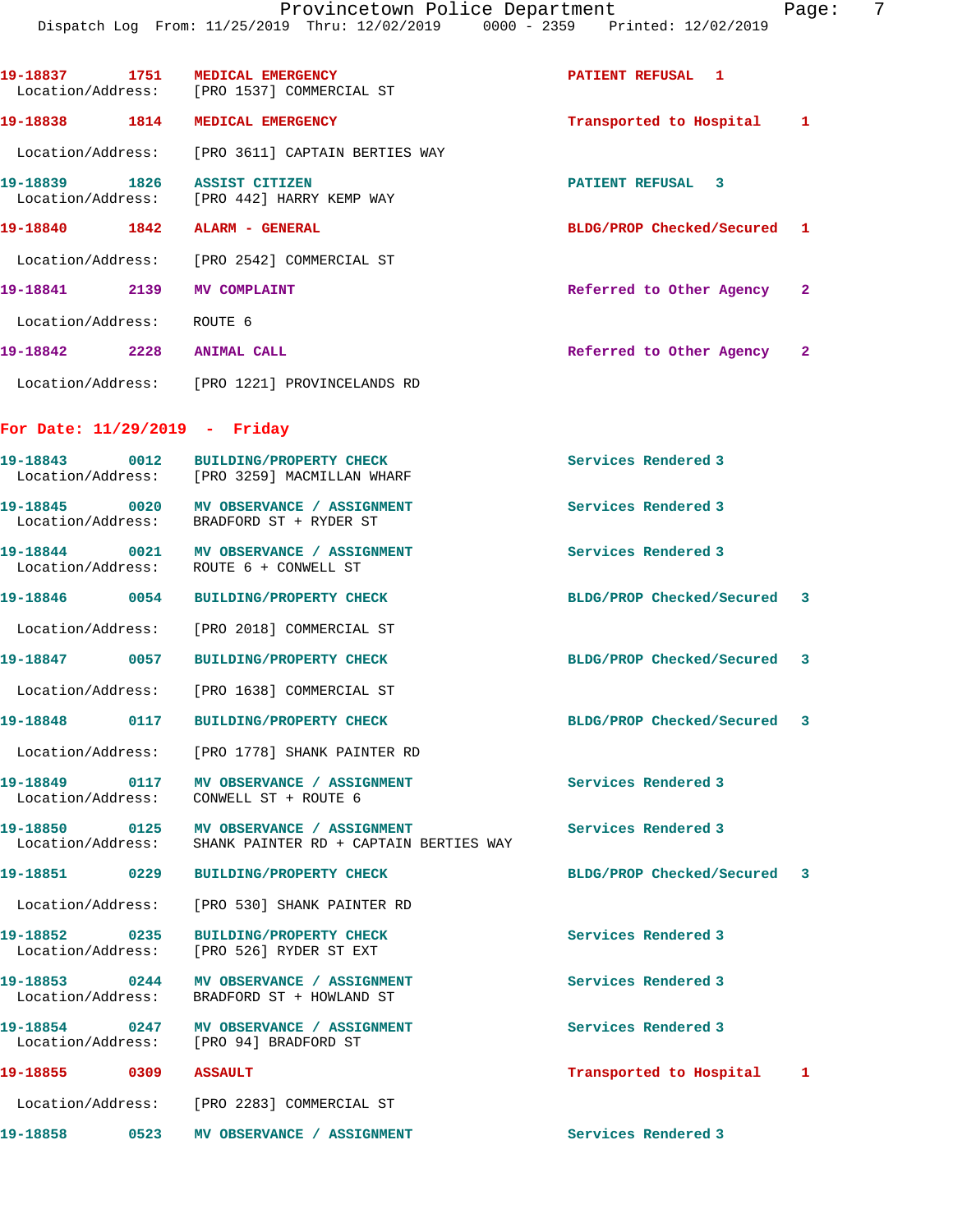19-18837 1751 MEDICAL EMERGENCY PATIENT REFUSAL 1
Location/Address: [PRO 1537] COMMERCIAL ST

19-18838 1814 MEDICAL EMERGENCY Transported to Hospital 1
Location/Address: [PRO 3611] CAPTAIN BERTIES WAY

19-18839 1826 ASSIST CITIZEN PATIENT REFUSAL 3
Location/Address: [PRO 442] HARRY KEMP WAY

19-18840 1842 ALARM - GENERAL BLDG/PROP Checked/Secured 1
Location/Address: [PRO 2542] COMMERCIAL ST

19-18841 2139 MV COMPLAINT Referred to Other Agency 2
Location/Address: ROUTE 6

19-18842 2228 ANIMAL CALL Referred to Other Agency 2
Location/Address: [PRO 1221] PROVINCELANDS RD

## For Date: 11/29/2019 - Friday

19-18843 0012 BUILDING/PROPERTY CHECK Services Rendered 3
Location/Address: [PRO 3259] MACMILLAN WHARF

19-18845 0020 MV OBSERVANCE / ASSIGNMENT Services Rendered 3
Location/Address: BRADFORD ST + RYDER ST

19-18844 0021 MV OBSERVANCE / ASSIGNMENT Services Rendered 3
Location/Address: ROUTE 6 + CONWELL ST

19-18846 0054 BUILDING/PROPERTY CHECK BLDG/PROP Checked/Secured 3
Location/Address: [PRO 2018] COMMERCIAL ST

19-18847 0057 BUILDING/PROPERTY CHECK BLDG/PROP Checked/Secured 3
Location/Address: [PRO 1638] COMMERCIAL ST

19-18848 0117 BUILDING/PROPERTY CHECK BLDG/PROP Checked/Secured 3
Location/Address: [PRO 1778] SHANK PAINTER RD

19-18849 0117 MV OBSERVANCE / ASSIGNMENT Services Rendered 3
Location/Address: CONWELL ST + ROUTE 6

19-18850 0125 MV OBSERVANCE / ASSIGNMENT Services Rendered 3
Location/Address: SHANK PAINTER RD + CAPTAIN BERTIES WAY

19-18851 0229 BUILDING/PROPERTY CHECK BLDG/PROP Checked/Secured 3
Location/Address: [PRO 530] SHANK PAINTER RD

19-18852 0235 BUILDING/PROPERTY CHECK Services Rendered 3
Location/Address: [PRO 526] RYDER ST EXT

19-18853 0244 MV OBSERVANCE / ASSIGNMENT Services Rendered 3
Location/Address: BRADFORD ST + HOWLAND ST

19-18854 0247 MV OBSERVANCE / ASSIGNMENT Services Rendered 3
Location/Address: [PRO 94] BRADFORD ST

19-18855 0309 ASSAULT Transported to Hospital 1
Location/Address: [PRO 2283] COMMERCIAL ST

19-18858 0523 MV OBSERVANCE / ASSIGNMENT Services Rendered 3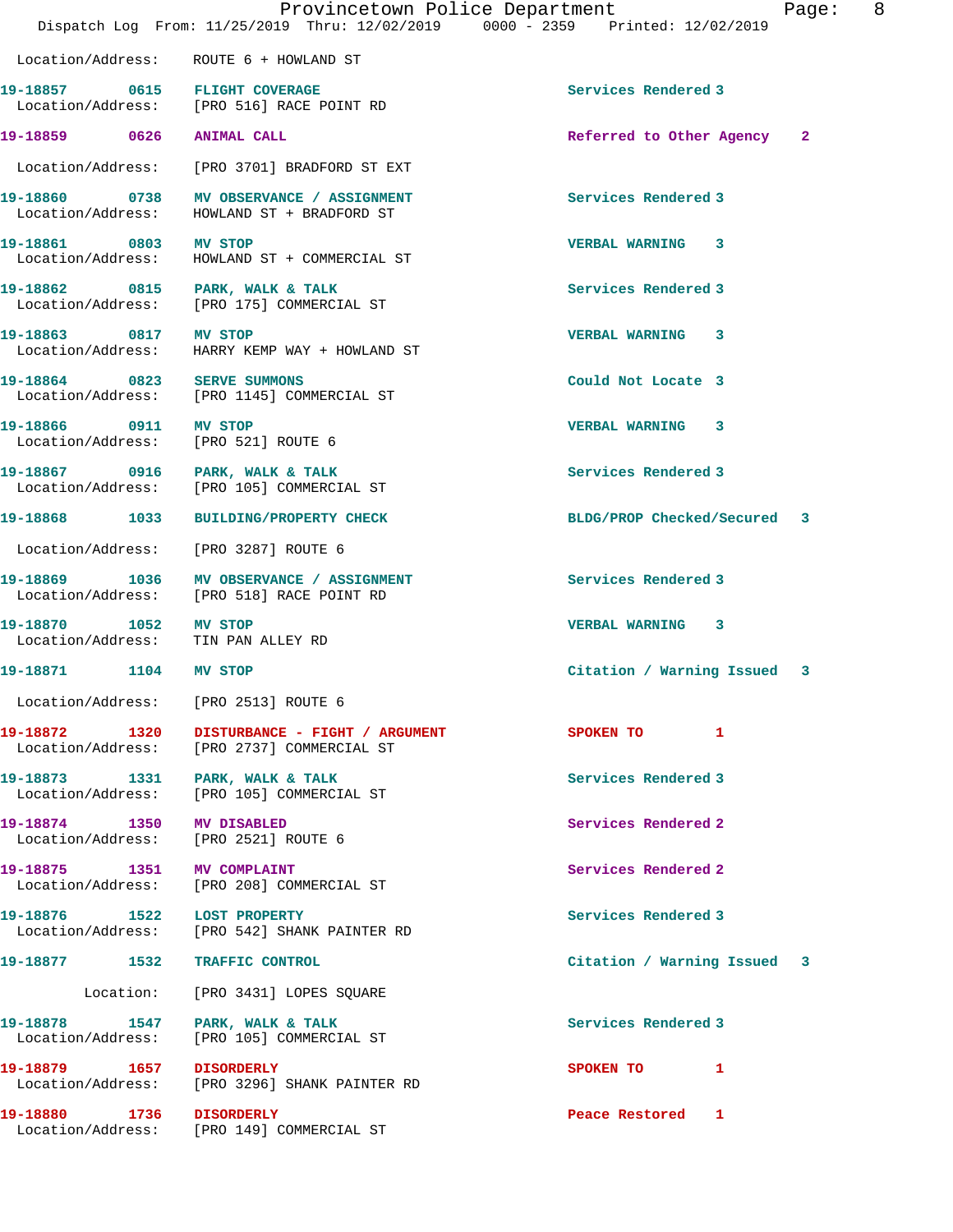Location/Address: ROUTE 6 + HOWLAND ST

| Call Number | Time | Call Reason | Action | Priority |
|---|---|---|---|---|
| 19-18857 | 0615 | FLIGHT COVERAGE | Services Rendered | 3 |
| | | Location/Address: [PRO 516] RACE POINT RD | | |
| 19-18859 | 0626 | ANIMAL CALL | Referred to Other Agency | 2 |
| | | Location/Address: [PRO 3701] BRADFORD ST EXT | | |
| 19-18860 | 0738 | MV OBSERVANCE / ASSIGNMENT | Services Rendered | 3 |
| | | Location/Address: HOWLAND ST + BRADFORD ST | | |
| 19-18861 | 0803 | MV STOP | VERBAL WARNING | 3 |
| | | Location/Address: HOWLAND ST + COMMERCIAL ST | | |
| 19-18862 | 0815 | PARK, WALK & TALK | Services Rendered | 3 |
| | | Location/Address: [PRO 175] COMMERCIAL ST | | |
| 19-18863 | 0817 | MV STOP | VERBAL WARNING | 3 |
| | | Location/Address: HARRY KEMP WAY + HOWLAND ST | | |
| 19-18864 | 0823 | SERVE SUMMONS | Could Not Locate | 3 |
| | | Location/Address: [PRO 1145] COMMERCIAL ST | | |
| 19-18866 | 0911 | MV STOP | VERBAL WARNING | 3 |
| | | Location/Address: [PRO 521] ROUTE 6 | | |
| 19-18867 | 0916 | PARK, WALK & TALK | Services Rendered | 3 |
| | | Location/Address: [PRO 105] COMMERCIAL ST | | |
| 19-18868 | 1033 | BUILDING/PROPERTY CHECK | BLDG/PROP Checked/Secured | 3 |
| | | Location/Address: [PRO 3287] ROUTE 6 | | |
| 19-18869 | 1036 | MV OBSERVANCE / ASSIGNMENT | Services Rendered | 3 |
| | | Location/Address: [PRO 518] RACE POINT RD | | |
| 19-18870 | 1052 | MV STOP | VERBAL WARNING | 3 |
| | | Location/Address: TIN PAN ALLEY RD | | |
| 19-18871 | 1104 | MV STOP | Citation / Warning Issued | 3 |
| | | Location/Address: [PRO 2513] ROUTE 6 | | |
| 19-18872 | 1320 | DISTURBANCE - FIGHT / ARGUMENT | SPOKEN TO | 1 |
| | | Location/Address: [PRO 2737] COMMERCIAL ST | | |
| 19-18873 | 1331 | PARK, WALK & TALK | Services Rendered | 3 |
| | | Location/Address: [PRO 105] COMMERCIAL ST | | |
| 19-18874 | 1350 | MV DISABLED | Services Rendered | 2 |
| | | Location/Address: [PRO 2521] ROUTE 6 | | |
| 19-18875 | 1351 | MV COMPLAINT | Services Rendered | 2 |
| | | Location/Address: [PRO 208] COMMERCIAL ST | | |
| 19-18876 | 1522 | LOST PROPERTY | Services Rendered | 3 |
| | | Location/Address: [PRO 542] SHANK PAINTER RD | | |
| 19-18877 | 1532 | TRAFFIC CONTROL | Citation / Warning Issued | 3 |
| | | Location: [PRO 3431] LOPES SQUARE | | |
| 19-18878 | 1547 | PARK, WALK & TALK | Services Rendered | 3 |
| | | Location/Address: [PRO 105] COMMERCIAL ST | | |
| 19-18879 | 1657 | DISORDERLY | SPOKEN TO | 1 |
| | | Location/Address: [PRO 3296] SHANK PAINTER RD | | |
| 19-18880 | 1736 | DISORDERLY | Peace Restored | 1 |
| | | Location/Address: [PRO 149] COMMERCIAL ST | | |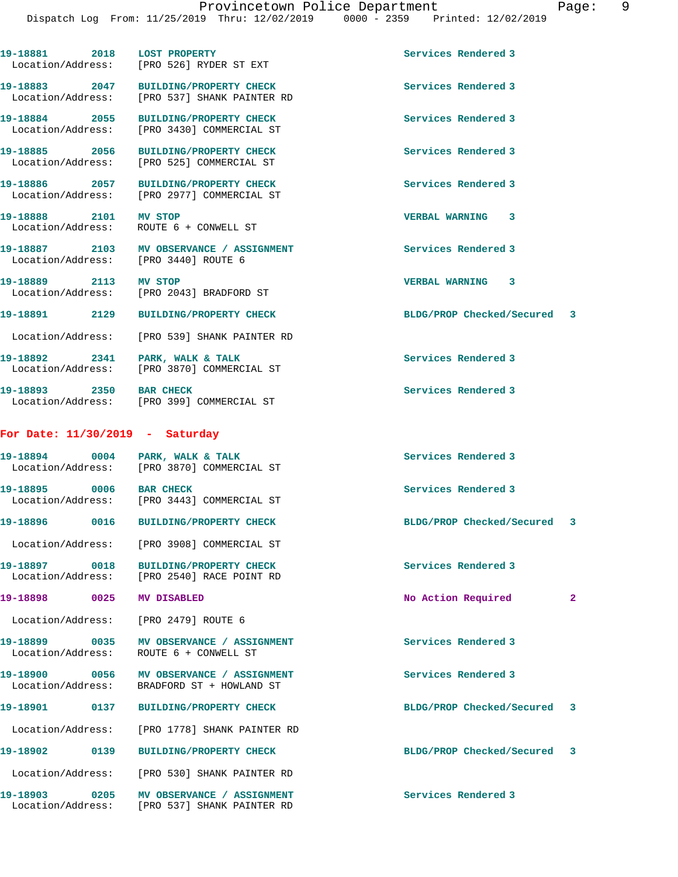19-18881 2018 LOST PROPERTY Services Rendered 3
Location/Address: [PRO 526] RYDER ST EXT

19-18883 2047 BUILDING/PROPERTY CHECK Services Rendered 3
Location/Address: [PRO 537] SHANK PAINTER RD

19-18884 2055 BUILDING/PROPERTY CHECK Services Rendered 3
Location/Address: [PRO 3430] COMMERCIAL ST

19-18885 2056 BUILDING/PROPERTY CHECK Services Rendered 3
Location/Address: [PRO 525] COMMERCIAL ST

19-18886 2057 BUILDING/PROPERTY CHECK Services Rendered 3
Location/Address: [PRO 2977] COMMERCIAL ST

19-18888 2101 MV STOP VERBAL WARNING 3
Location/Address: ROUTE 6 + CONWELL ST

19-18887 2103 MV OBSERVANCE / ASSIGNMENT Services Rendered 3
Location/Address: [PRO 3440] ROUTE 6

19-18889 2113 MV STOP VERBAL WARNING 3
Location/Address: [PRO 2043] BRADFORD ST

19-18891 2129 BUILDING/PROPERTY CHECK BLDG/PROP Checked/Secured 3
Location/Address: [PRO 539] SHANK PAINTER RD

19-18892 2341 PARK, WALK & TALK Services Rendered 3
Location/Address: [PRO 3870] COMMERCIAL ST

19-18893 2350 BAR CHECK Services Rendered 3
Location/Address: [PRO 399] COMMERCIAL ST

**For Date: 11/30/2019 - Saturday**

19-18894 0004 PARK, WALK & TALK Services Rendered 3
Location/Address: [PRO 3870] COMMERCIAL ST

19-18895 0006 BAR CHECK Services Rendered 3
Location/Address: [PRO 3443] COMMERCIAL ST

19-18896 0016 BUILDING/PROPERTY CHECK BLDG/PROP Checked/Secured 3
Location/Address: [PRO 3908] COMMERCIAL ST

19-18897 0018 BUILDING/PROPERTY CHECK Services Rendered 3
Location/Address: [PRO 2540] RACE POINT RD

19-18898 0025 MV DISABLED No Action Required 2
Location/Address: [PRO 2479] ROUTE 6

19-18899 0035 MV OBSERVANCE / ASSIGNMENT Services Rendered 3
Location/Address: ROUTE 6 + CONWELL ST

19-18900 0056 MV OBSERVANCE / ASSIGNMENT Services Rendered 3
Location/Address: BRADFORD ST + HOWLAND ST

19-18901 0137 BUILDING/PROPERTY CHECK BLDG/PROP Checked/Secured 3
Location/Address: [PRO 1778] SHANK PAINTER RD

19-18902 0139 BUILDING/PROPERTY CHECK BLDG/PROP Checked/Secured 3
Location/Address: [PRO 530] SHANK PAINTER RD

19-18903 0205 MV OBSERVANCE / ASSIGNMENT Services Rendered 3
Location/Address: [PRO 537] SHANK PAINTER RD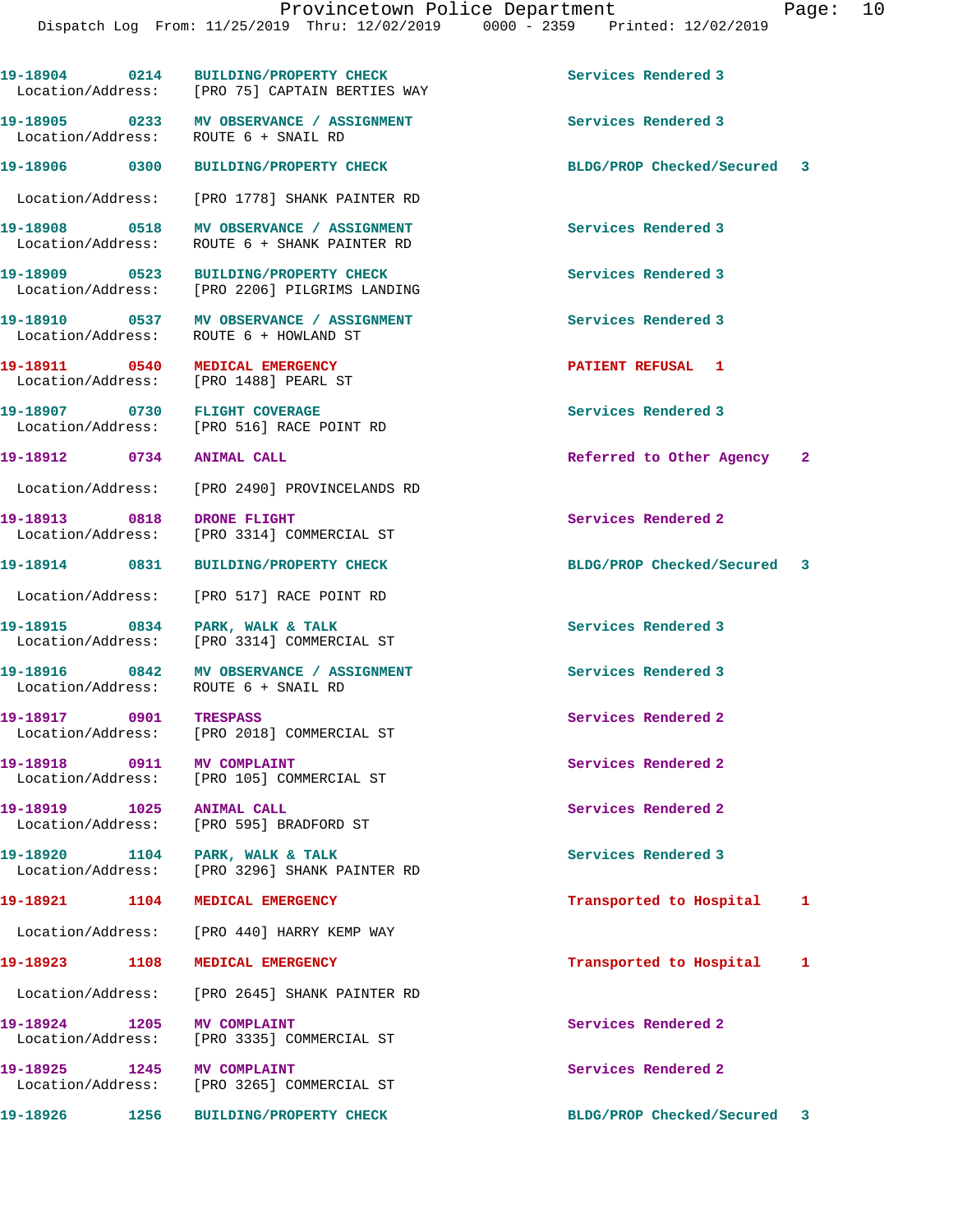19-18904 0214 BUILDING/PROPERTY CHECK Services Rendered 3
Location/Address: [PRO 75] CAPTAIN BERTIES WAY

19-18905 0233 MV OBSERVANCE / ASSIGNMENT Services Rendered 3
Location/Address: ROUTE 6 + SNAIL RD

19-18906 0300 BUILDING/PROPERTY CHECK BLDG/PROP Checked/Secured 3
Location/Address: [PRO 1778] SHANK PAINTER RD

19-18908 0518 MV OBSERVANCE / ASSIGNMENT Services Rendered 3
Location/Address: ROUTE 6 + SHANK PAINTER RD

19-18909 0523 BUILDING/PROPERTY CHECK Services Rendered 3
Location/Address: [PRO 2206] PILGRIMS LANDING

19-18910 0537 MV OBSERVANCE / ASSIGNMENT Services Rendered 3
Location/Address: ROUTE 6 + HOWLAND ST

19-18911 0540 MEDICAL EMERGENCY PATIENT REFUSAL 1
Location/Address: [PRO 1488] PEARL ST

19-18907 0730 FLIGHT COVERAGE Services Rendered 3
Location/Address: [PRO 516] RACE POINT RD

19-18912 0734 ANIMAL CALL Referred to Other Agency 2
Location/Address: [PRO 2490] PROVINCELANDS RD

19-18913 0818 DRONE FLIGHT Services Rendered 2
Location/Address: [PRO 3314] COMMERCIAL ST

19-18914 0831 BUILDING/PROPERTY CHECK BLDG/PROP Checked/Secured 3
Location/Address: [PRO 517] RACE POINT RD

19-18915 0834 PARK, WALK & TALK Services Rendered 3
Location/Address: [PRO 3314] COMMERCIAL ST

19-18916 0842 MV OBSERVANCE / ASSIGNMENT Services Rendered 3
Location/Address: ROUTE 6 + SNAIL RD

19-18917 0901 TRESPASS Services Rendered 2
Location/Address: [PRO 2018] COMMERCIAL ST

19-18918 0911 MV COMPLAINT Services Rendered 2
Location/Address: [PRO 105] COMMERCIAL ST

19-18919 1025 ANIMAL CALL Services Rendered 2
Location/Address: [PRO 595] BRADFORD ST

19-18920 1104 PARK, WALK & TALK Services Rendered 3
Location/Address: [PRO 3296] SHANK PAINTER RD

19-18921 1104 MEDICAL EMERGENCY Transported to Hospital 1
Location/Address: [PRO 440] HARRY KEMP WAY

19-18923 1108 MEDICAL EMERGENCY Transported to Hospital 1
Location/Address: [PRO 2645] SHANK PAINTER RD

19-18924 1205 MV COMPLAINT Services Rendered 2
Location/Address: [PRO 3335] COMMERCIAL ST

19-18925 1245 MV COMPLAINT Services Rendered 2
Location/Address: [PRO 3265] COMMERCIAL ST

19-18926 1256 BUILDING/PROPERTY CHECK BLDG/PROP Checked/Secured 3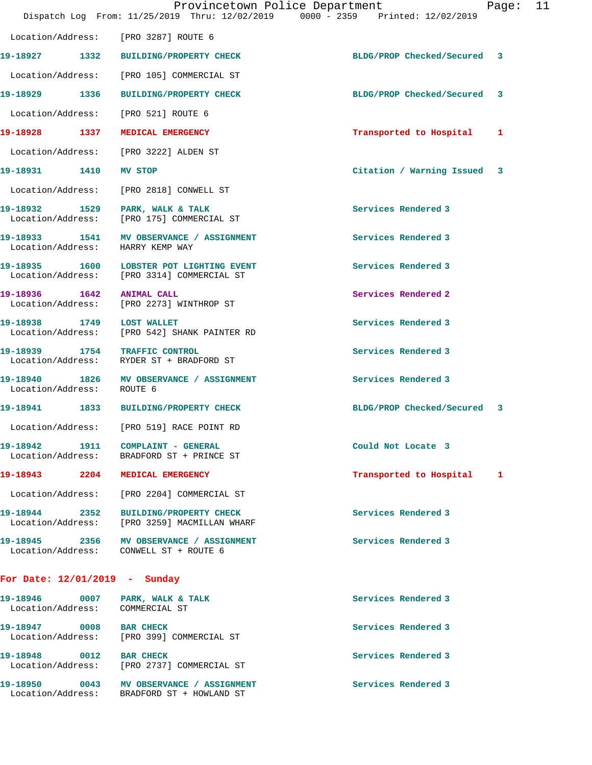Location/Address: [PRO 3287] ROUTE 6

| Call Number | Time | Call Type | Disposition | Priority |
|---|---|---|---|---|
| 19-18927 | 1332 | BUILDING/PROPERTY CHECK | BLDG/PROP Checked/Secured | 3 |

Location/Address: [PRO 105] COMMERCIAL ST

| Call Number | Time | Call Type | Disposition | Priority |
|---|---|---|---|---|
| 19-18929 | 1336 | BUILDING/PROPERTY CHECK | BLDG/PROP Checked/Secured | 3 |

Location/Address: [PRO 521] ROUTE 6

| Call Number | Time | Call Type | Disposition | Priority |
|---|---|---|---|---|
| 19-18928 | 1337 | MEDICAL EMERGENCY | Transported to Hospital | 1 |

Location/Address: [PRO 3222] ALDEN ST

| Call Number | Time | Call Type | Disposition | Priority |
|---|---|---|---|---|
| 19-18931 | 1410 | MV STOP | Citation / Warning Issued | 3 |

Location/Address: [PRO 2818] CONWELL ST

| Call Number | Time | Call Type | Disposition | Priority |
|---|---|---|---|---|
| 19-18932 | 1529 | PARK, WALK & TALK | Services Rendered | 3 |

Location/Address: [PRO 175] COMMERCIAL ST

| Call Number | Time | Call Type | Disposition | Priority |
|---|---|---|---|---|
| 19-18933 | 1541 | MV OBSERVANCE / ASSIGNMENT | Services Rendered | 3 |

Location/Address: HARRY KEMP WAY

| Call Number | Time | Call Type | Disposition | Priority |
|---|---|---|---|---|
| 19-18935 | 1600 | LOBSTER POT LIGHTING EVENT | Services Rendered | 3 |

Location/Address: [PRO 3314] COMMERCIAL ST

| Call Number | Time | Call Type | Disposition | Priority |
|---|---|---|---|---|
| 19-18936 | 1642 | ANIMAL CALL | Services Rendered | 2 |

Location/Address: [PRO 2273] WINTHROP ST

| Call Number | Time | Call Type | Disposition | Priority |
|---|---|---|---|---|
| 19-18938 | 1749 | LOST WALLET | Services Rendered | 3 |

Location/Address: [PRO 542] SHANK PAINTER RD

| Call Number | Time | Call Type | Disposition | Priority |
|---|---|---|---|---|
| 19-18939 | 1754 | TRAFFIC CONTROL | Services Rendered | 3 |

Location/Address: RYDER ST + BRADFORD ST

| Call Number | Time | Call Type | Disposition | Priority |
|---|---|---|---|---|
| 19-18940 | 1826 | MV OBSERVANCE / ASSIGNMENT | Services Rendered | 3 |

Location/Address: ROUTE 6

| Call Number | Time | Call Type | Disposition | Priority |
|---|---|---|---|---|
| 19-18941 | 1833 | BUILDING/PROPERTY CHECK | BLDG/PROP Checked/Secured | 3 |

Location/Address: [PRO 519] RACE POINT RD

| Call Number | Time | Call Type | Disposition | Priority |
|---|---|---|---|---|
| 19-18942 | 1911 | COMPLAINT - GENERAL | Could Not Locate | 3 |

Location/Address: BRADFORD ST + PRINCE ST

| Call Number | Time | Call Type | Disposition | Priority |
|---|---|---|---|---|
| 19-18943 | 2204 | MEDICAL EMERGENCY | Transported to Hospital | 1 |

Location/Address: [PRO 2204] COMMERCIAL ST

| Call Number | Time | Call Type | Disposition | Priority |
|---|---|---|---|---|
| 19-18944 | 2352 | BUILDING/PROPERTY CHECK | Services Rendered | 3 |

Location/Address: [PRO 3259] MACMILLAN WHARF

| Call Number | Time | Call Type | Disposition | Priority |
|---|---|---|---|---|
| 19-18945 | 2356 | MV OBSERVANCE / ASSIGNMENT | Services Rendered | 3 |

Location/Address: CONWELL ST + ROUTE 6

## For Date: 12/01/2019 - Sunday

| Call Number | Time | Call Type | Disposition | Priority |
|---|---|---|---|---|
| 19-18946 | 0007 | PARK, WALK & TALK | Services Rendered | 3 |

Location/Address: COMMERCIAL ST

| Call Number | Time | Call Type | Disposition | Priority |
|---|---|---|---|---|
| 19-18947 | 0008 | BAR CHECK | Services Rendered | 3 |

Location/Address: [PRO 399] COMMERCIAL ST

| Call Number | Time | Call Type | Disposition | Priority |
|---|---|---|---|---|
| 19-18948 | 0012 | BAR CHECK | Services Rendered | 3 |

Location/Address: [PRO 2737] COMMERCIAL ST

| Call Number | Time | Call Type | Disposition | Priority |
|---|---|---|---|---|
| 19-18950 | 0043 | MV OBSERVANCE / ASSIGNMENT | Services Rendered | 3 |

Location/Address: BRADFORD ST + HOWLAND ST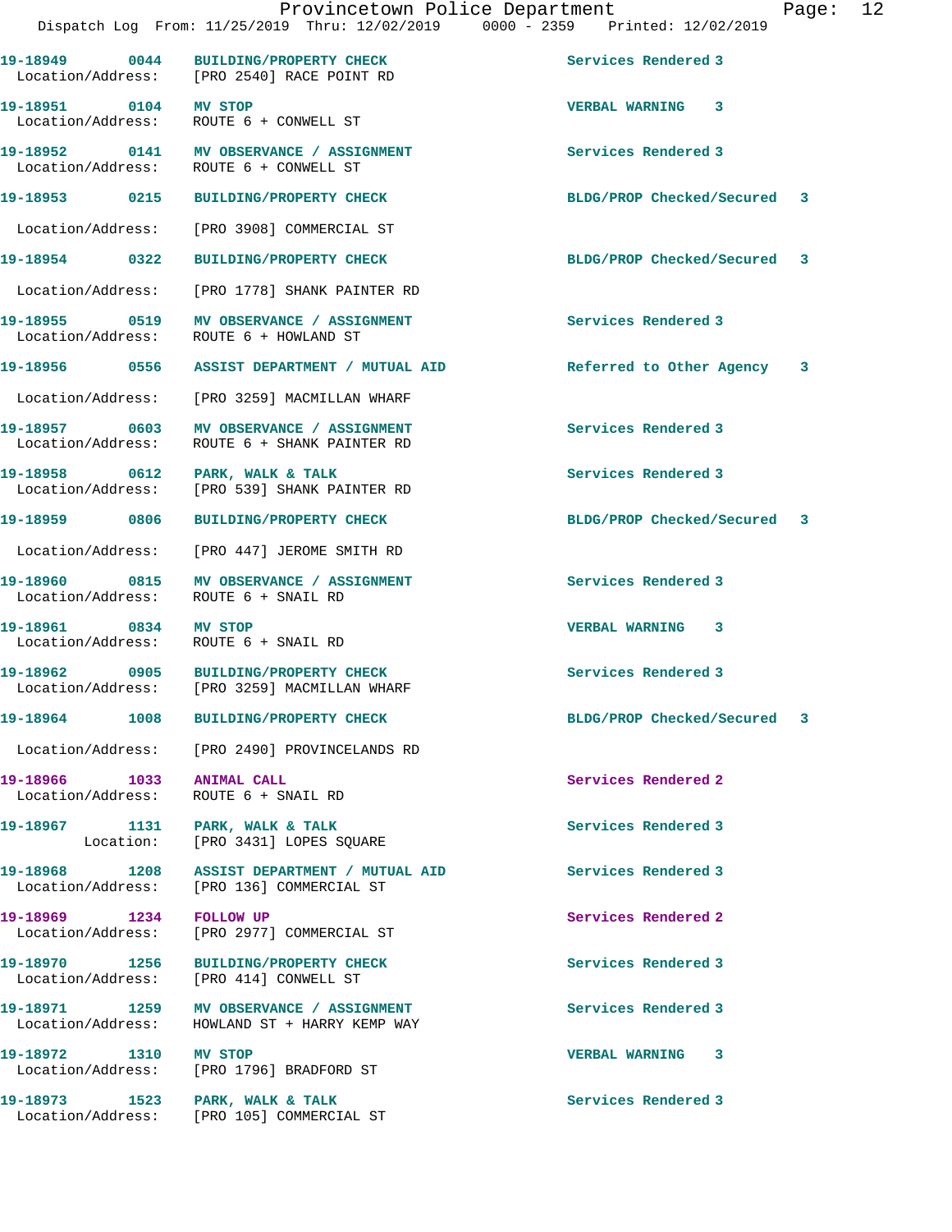| Call # | Time | Call Reason | Action | Priority |
|---|---|---|---|---|
| 19-18949 | 0044 | BUILDING/PROPERTY CHECK | Services Rendered | 3 |
| Location/Address: [PRO 2540] RACE POINT RD | | | | |
| 19-18951 | 0104 | MV STOP | VERBAL WARNING | 3 |
| Location/Address: ROUTE 6 + CONWELL ST | | | | |
| 19-18952 | 0141 | MV OBSERVANCE / ASSIGNMENT | Services Rendered | 3 |
| Location/Address: ROUTE 6 + CONWELL ST | | | | |
| 19-18953 | 0215 | BUILDING/PROPERTY CHECK | BLDG/PROP Checked/Secured | 3 |
| Location/Address: [PRO 3908] COMMERCIAL ST | | | | |
| 19-18954 | 0322 | BUILDING/PROPERTY CHECK | BLDG/PROP Checked/Secured | 3 |
| Location/Address: [PRO 1778] SHANK PAINTER RD | | | | |
| 19-18955 | 0519 | MV OBSERVANCE / ASSIGNMENT | Services Rendered | 3 |
| Location/Address: ROUTE 6 + HOWLAND ST | | | | |
| 19-18956 | 0556 | ASSIST DEPARTMENT / MUTUAL AID | Referred to Other Agency | 3 |
| Location/Address: [PRO 3259] MACMILLAN WHARF | | | | |
| 19-18957 | 0603 | MV OBSERVANCE / ASSIGNMENT | Services Rendered | 3 |
| Location/Address: ROUTE 6 + SHANK PAINTER RD | | | | |
| 19-18958 | 0612 | PARK, WALK & TALK | Services Rendered | 3 |
| Location/Address: [PRO 539] SHANK PAINTER RD | | | | |
| 19-18959 | 0806 | BUILDING/PROPERTY CHECK | BLDG/PROP Checked/Secured | 3 |
| Location/Address: [PRO 447] JEROME SMITH RD | | | | |
| 19-18960 | 0815 | MV OBSERVANCE / ASSIGNMENT | Services Rendered | 3 |
| Location/Address: ROUTE 6 + SNAIL RD | | | | |
| 19-18961 | 0834 | MV STOP | VERBAL WARNING | 3 |
| Location/Address: ROUTE 6 + SNAIL RD | | | | |
| 19-18962 | 0905 | BUILDING/PROPERTY CHECK | Services Rendered | 3 |
| Location/Address: [PRO 3259] MACMILLAN WHARF | | | | |
| 19-18964 | 1008 | BUILDING/PROPERTY CHECK | BLDG/PROP Checked/Secured | 3 |
| Location/Address: [PRO 2490] PROVINCELANDS RD | | | | |
| 19-18966 | 1033 | ANIMAL CALL | Services Rendered | 2 |
| Location/Address: ROUTE 6 + SNAIL RD | | | | |
| 19-18967 | 1131 | PARK, WALK & TALK | Services Rendered | 3 |
| Location: [PRO 3431] LOPES SQUARE | | | | |
| 19-18968 | 1208 | ASSIST DEPARTMENT / MUTUAL AID | Services Rendered | 3 |
| Location/Address: [PRO 136] COMMERCIAL ST | | | | |
| 19-18969 | 1234 | FOLLOW UP | Services Rendered | 2 |
| Location/Address: [PRO 2977] COMMERCIAL ST | | | | |
| 19-18970 | 1256 | BUILDING/PROPERTY CHECK | Services Rendered | 3 |
| Location/Address: [PRO 414] CONWELL ST | | | | |
| 19-18971 | 1259 | MV OBSERVANCE / ASSIGNMENT | Services Rendered | 3 |
| Location/Address: HOWLAND ST + HARRY KEMP WAY | | | | |
| 19-18972 | 1310 | MV STOP | VERBAL WARNING | 3 |
| Location/Address: [PRO 1796] BRADFORD ST | | | | |
| 19-18973 | 1523 | PARK, WALK & TALK | Services Rendered | 3 |
| Location/Address: [PRO 105] COMMERCIAL ST | | | | |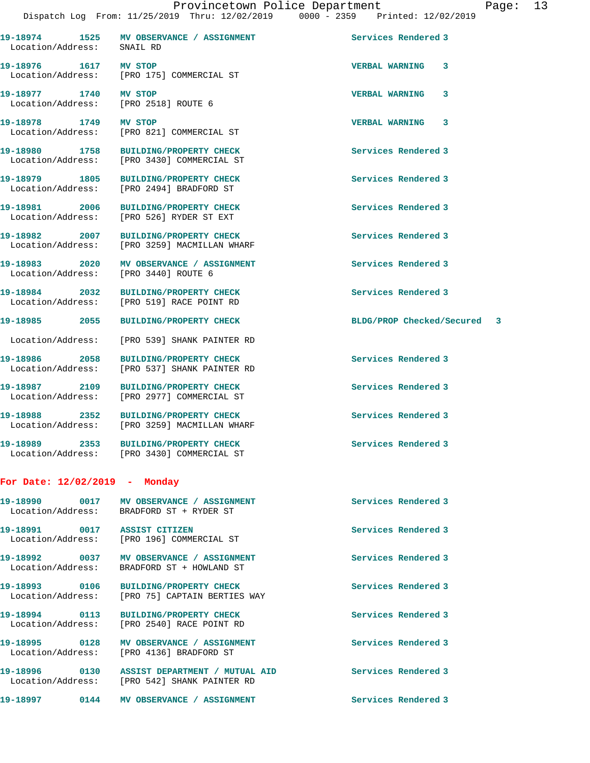| Call Number | Time | Call Reason | Action | Priority |
|---|---|---|---|---|
| 19-18974 | 1525 | MV OBSERVANCE / ASSIGNMENT | Services Rendered | 3 |
| Location/Address: | | SNAIL RD | | |
| 19-18976 | 1617 | MV STOP | VERBAL WARNING | 3 |
| Location/Address: | | [PRO 175] COMMERCIAL ST | | |
| 19-18977 | 1740 | MV STOP | VERBAL WARNING | 3 |
| Location/Address: | | [PRO 2518] ROUTE 6 | | |
| 19-18978 | 1749 | MV STOP | VERBAL WARNING | 3 |
| Location/Address: | | [PRO 821] COMMERCIAL ST | | |
| 19-18980 | 1758 | BUILDING/PROPERTY CHECK | Services Rendered | 3 |
| Location/Address: | | [PRO 3430] COMMERCIAL ST | | |
| 19-18979 | 1805 | BUILDING/PROPERTY CHECK | Services Rendered | 3 |
| Location/Address: | | [PRO 2494] BRADFORD ST | | |
| 19-18981 | 2006 | BUILDING/PROPERTY CHECK | Services Rendered | 3 |
| Location/Address: | | [PRO 526] RYDER ST EXT | | |
| 19-18982 | 2007 | BUILDING/PROPERTY CHECK | Services Rendered | 3 |
| Location/Address: | | [PRO 3259] MACMILLAN WHARF | | |
| 19-18983 | 2020 | MV OBSERVANCE / ASSIGNMENT | Services Rendered | 3 |
| Location/Address: | | [PRO 3440] ROUTE 6 | | |
| 19-18984 | 2032 | BUILDING/PROPERTY CHECK | Services Rendered | 3 |
| Location/Address: | | [PRO 519] RACE POINT RD | | |
| 19-18985 | 2055 | BUILDING/PROPERTY CHECK | BLDG/PROP Checked/Secured | 3 |
| Location/Address: | | [PRO 539] SHANK PAINTER RD | | |
| 19-18986 | 2058 | BUILDING/PROPERTY CHECK | Services Rendered | 3 |
| Location/Address: | | [PRO 537] SHANK PAINTER RD | | |
| 19-18987 | 2109 | BUILDING/PROPERTY CHECK | Services Rendered | 3 |
| Location/Address: | | [PRO 2977] COMMERCIAL ST | | |
| 19-18988 | 2352 | BUILDING/PROPERTY CHECK | Services Rendered | 3 |
| Location/Address: | | [PRO 3259] MACMILLAN WHARF | | |
| 19-18989 | 2353 | BUILDING/PROPERTY CHECK | Services Rendered | 3 |
| Location/Address: | | [PRO 3430] COMMERCIAL ST | | |

**For Date: 12/02/2019 - Monday**

| Call Number | Time | Call Reason | Action | Priority |
|---|---|---|---|---|
| 19-18990 | 0017 | MV OBSERVANCE / ASSIGNMENT | Services Rendered | 3 |
| Location/Address: | | BRADFORD ST + RYDER ST | | |
| 19-18991 | 0017 | ASSIST CITIZEN | Services Rendered | 3 |
| Location/Address: | | [PRO 196] COMMERCIAL ST | | |
| 19-18992 | 0037 | MV OBSERVANCE / ASSIGNMENT | Services Rendered | 3 |
| Location/Address: | | BRADFORD ST + HOWLAND ST | | |
| 19-18993 | 0106 | BUILDING/PROPERTY CHECK | Services Rendered | 3 |
| Location/Address: | | [PRO 75] CAPTAIN BERTIES WAY | | |
| 19-18994 | 0113 | BUILDING/PROPERTY CHECK | Services Rendered | 3 |
| Location/Address: | | [PRO 2540] RACE POINT RD | | |
| 19-18995 | 0128 | MV OBSERVANCE / ASSIGNMENT | Services Rendered | 3 |
| Location/Address: | | [PRO 4136] BRADFORD ST | | |
| 19-18996 | 0130 | ASSIST DEPARTMENT / MUTUAL AID | Services Rendered | 3 |
| Location/Address: | | [PRO 542] SHANK PAINTER RD | | |
| 19-18997 | 0144 | MV OBSERVANCE / ASSIGNMENT | Services Rendered | 3 |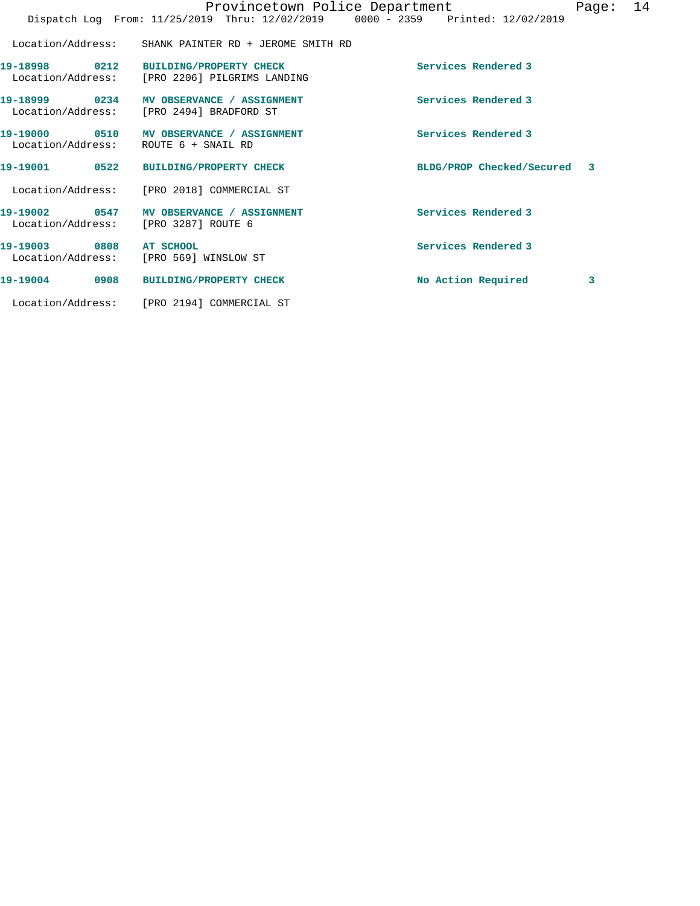Location/Address: SHANK PAINTER RD + JEROME SMITH RD

**19-18998 0212 BUILDING/PROPERTY CHECK** Services Rendered 3
Location/Address: [PRO 2206] PILGRIMS LANDING

**19-18999 0234 MV OBSERVANCE / ASSIGNMENT** Services Rendered 3
Location/Address: [PRO 2494] BRADFORD ST

**19-19000 0510 MV OBSERVANCE / ASSIGNMENT** Services Rendered 3
Location/Address: ROUTE 6 + SNAIL RD

**19-19001 0522 BUILDING/PROPERTY CHECK** BLDG/PROP Checked/Secured 3
Location/Address: [PRO 2018] COMMERCIAL ST

**19-19002 0547 MV OBSERVANCE / ASSIGNMENT** Services Rendered 3
Location/Address: [PRO 3287] ROUTE 6

**19-19003 0808 AT SCHOOL** Services Rendered 3
Location/Address: [PRO 569] WINSLOW ST

**19-19004 0908 BUILDING/PROPERTY CHECK** No Action Required 3
Location/Address: [PRO 2194] COMMERCIAL ST